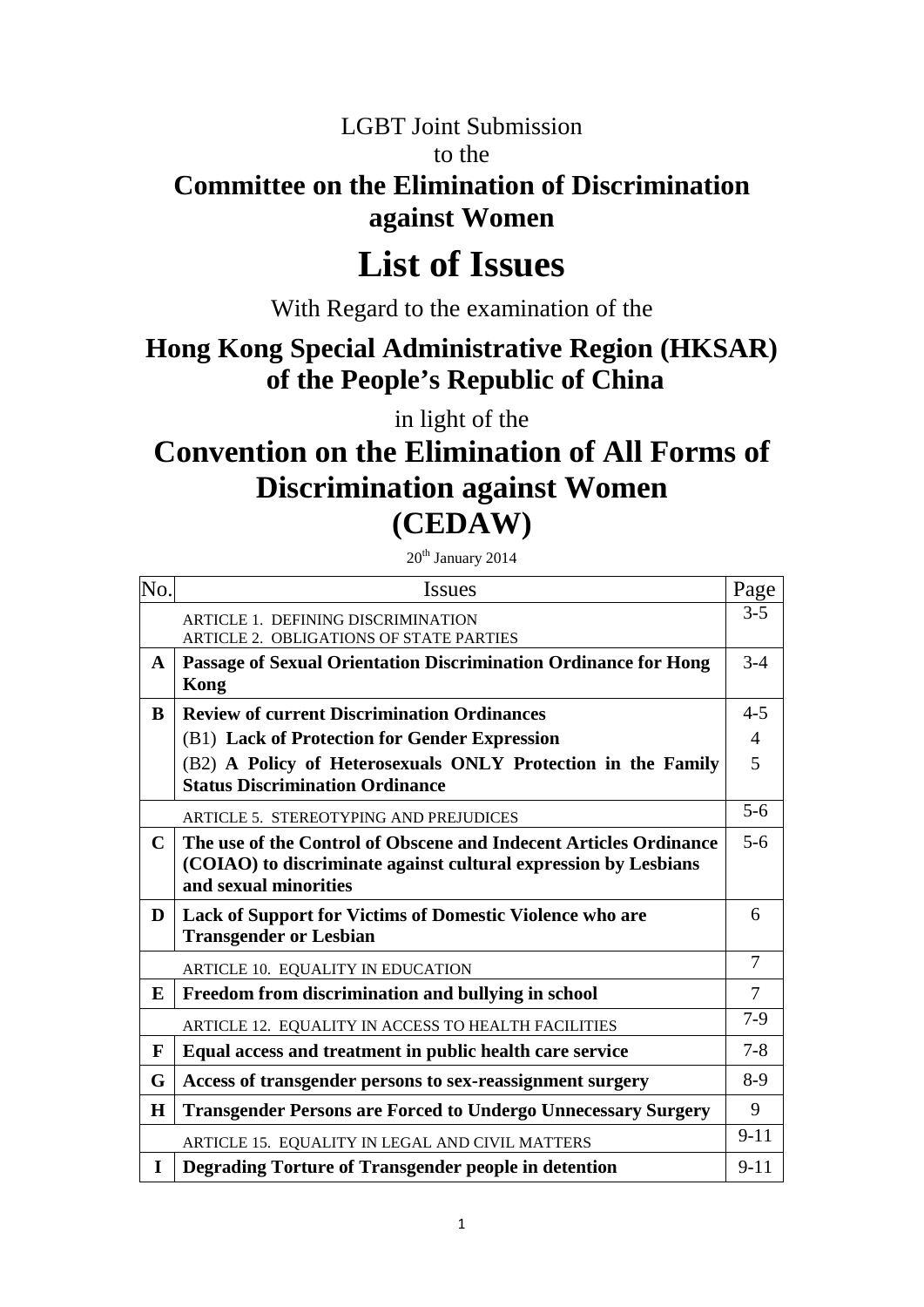LGBT Joint Submission

to the

# Committee on the Elimination of Discrimination against Women

# List of Issues

With Regard to the examination of the

## Hong Kong Special Administrative Region (HKSAR) of the People's Republic of China

in light of the

# Convention on the Elimination of All Forms of Discrimination against Women (CEDAW)

20th January 2014

| No. | Issues | Page |
|---|---|---|
| | ARTICLE 1. DEFINING DISCRIMINATION<br>ARTICLE 2. OBLIGATIONS OF STATE PARTIES | 3-5 |
| **A** | **Passage of Sexual Orientation Discrimination Ordinance for Hong Kong** | 3-4 |
| **B** | **Review of current Discrimination Ordinances**<br>(B1) **Lack of Protection for Gender Expression**<br>(B2) **A Policy of Heterosexuals ONLY Protection in the Family Status Discrimination Ordinance** | 4-5<br>4<br>5 |
| | ARTICLE 5. STEREOTYPING AND PREJUDICES | 5-6 |
| **C** | **The use of the Control of Obscene and Indecent Articles Ordinance (COIAO) to discriminate against cultural expression by Lesbians and sexual minorities** | 5-6 |
| **D** | **Lack of Support for Victims of Domestic Violence who are Transgender or Lesbian** | 6 |
| | ARTICLE 10. EQUALITY IN EDUCATION | 7 |
| **E** | **Freedom from discrimination and bullying in school** | 7 |
| | ARTICLE 12. EQUALITY IN ACCESS TO HEALTH FACILITIES | 7-9 |
| **F** | **Equal access and treatment in public health care service** | 7-8 |
| **G** | **Access of transgender persons to sex-reassignment surgery** | 8-9 |
| **H** | **Transgender Persons are Forced to Undergo Unnecessary Surgery** | 9 |
| | ARTICLE 15. EQUALITY IN LEGAL AND CIVIL MATTERS | 9-11 |
| **I** | **Degrading Torture of Transgender people in detention** | 9-11 |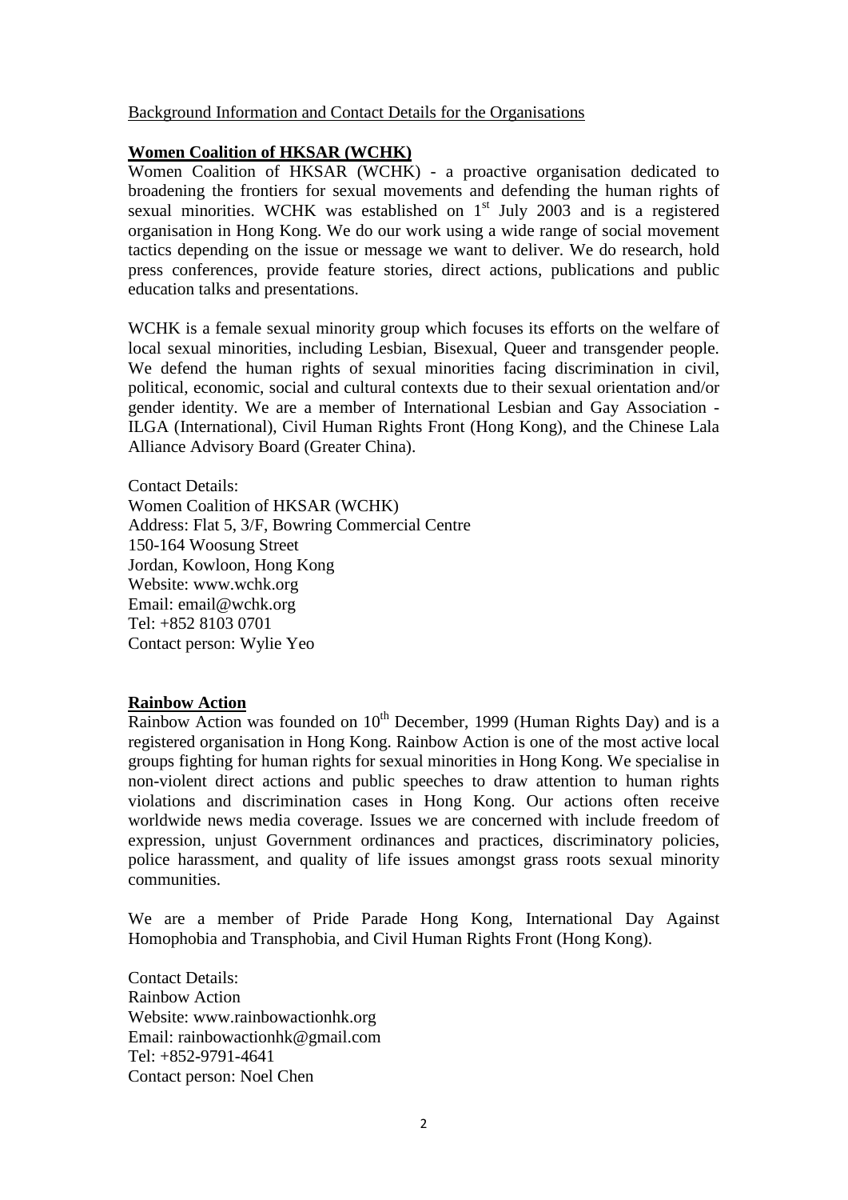Background Information and Contact Details for the Organisations

## Women Coalition of HKSAR (WCHK)

Women Coalition of HKSAR (WCHK) - a proactive organisation dedicated to broadening the frontiers for sexual movements and defending the human rights of sexual minorities. WCHK was established on 1st July 2003 and is a registered organisation in Hong Kong. We do our work using a wide range of social movement tactics depending on the issue or message we want to deliver. We do research, hold press conferences, provide feature stories, direct actions, publications and public education talks and presentations.

WCHK is a female sexual minority group which focuses its efforts on the welfare of local sexual minorities, including Lesbian, Bisexual, Queer and transgender people. We defend the human rights of sexual minorities facing discrimination in civil, political, economic, social and cultural contexts due to their sexual orientation and/or gender identity. We are a member of International Lesbian and Gay Association - ILGA (International), Civil Human Rights Front (Hong Kong), and the Chinese Lala Alliance Advisory Board (Greater China).

Contact Details:
Women Coalition of HKSAR (WCHK)
Address: Flat 5, 3/F, Bowring Commercial Centre
150-164 Woosung Street
Jordan, Kowloon, Hong Kong
Website: www.wchk.org
Email: email@wchk.org
Tel: +852 8103 0701
Contact person: Wylie Yeo

## Rainbow Action

Rainbow Action was founded on 10th December, 1999 (Human Rights Day) and is a registered organisation in Hong Kong. Rainbow Action is one of the most active local groups fighting for human rights for sexual minorities in Hong Kong. We specialise in non-violent direct actions and public speeches to draw attention to human rights violations and discrimination cases in Hong Kong. Our actions often receive worldwide news media coverage. Issues we are concerned with include freedom of expression, unjust Government ordinances and practices, discriminatory policies, police harassment, and quality of life issues amongst grass roots sexual minority communities.

We are a member of Pride Parade Hong Kong, International Day Against Homophobia and Transphobia, and Civil Human Rights Front (Hong Kong).

Contact Details:
Rainbow Action
Website: www.rainbowactionhk.org
Email: rainbowactionhk@gmail.com
Tel: +852-9791-4641
Contact person: Noel Chen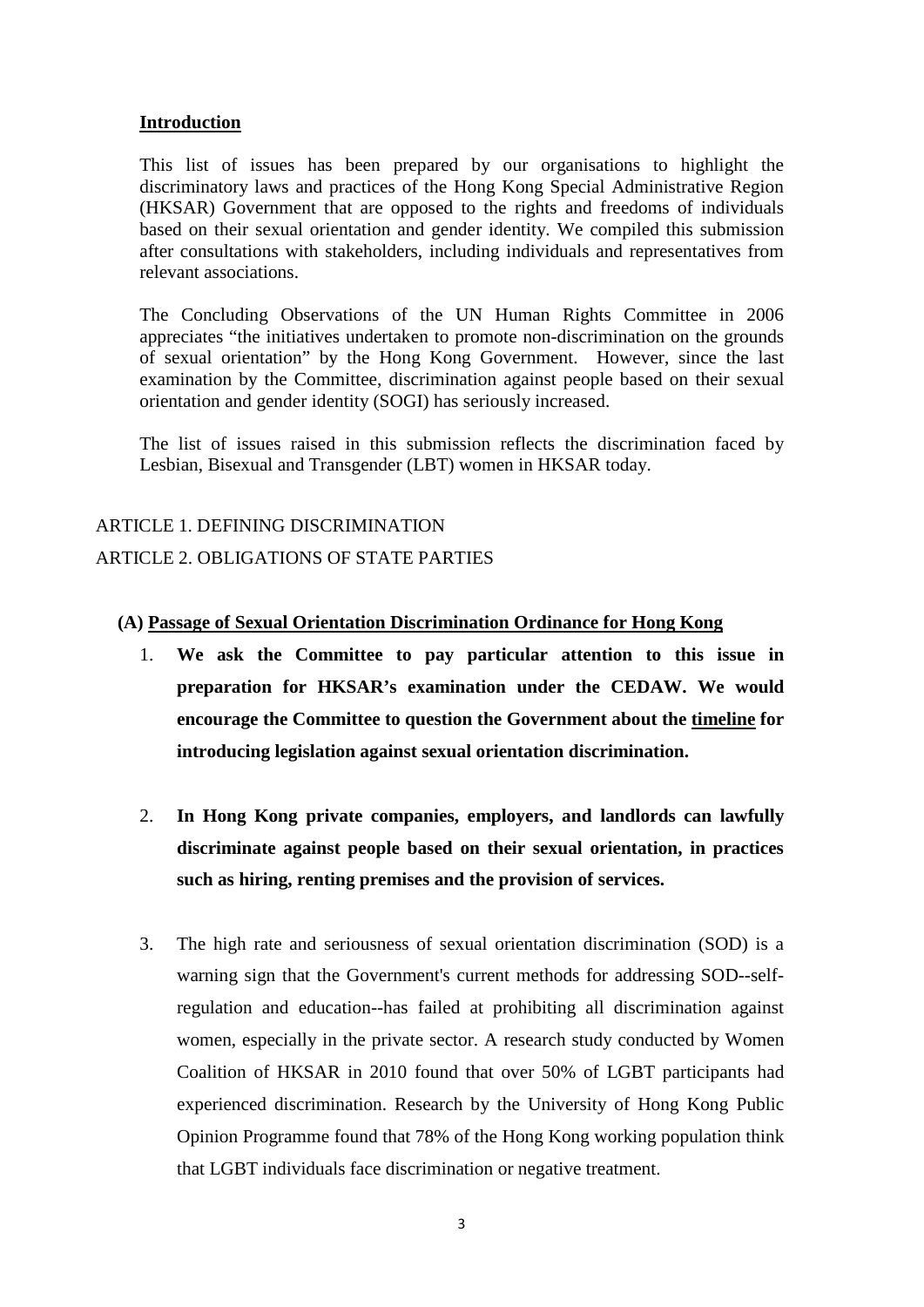**Introduction**

This list of issues has been prepared by our organisations to highlight the discriminatory laws and practices of the Hong Kong Special Administrative Region (HKSAR) Government that are opposed to the rights and freedoms of individuals based on their sexual orientation and gender identity. We compiled this submission after consultations with stakeholders, including individuals and representatives from relevant associations.

The Concluding Observations of the UN Human Rights Committee in 2006 appreciates "the initiatives undertaken to promote non-discrimination on the grounds of sexual orientation" by the Hong Kong Government. However, since the last examination by the Committee, discrimination against people based on their sexual orientation and gender identity (SOGI) has seriously increased.

The list of issues raised in this submission reflects the discrimination faced by Lesbian, Bisexual and Transgender (LBT) women in HKSAR today.

ARTICLE 1. DEFINING DISCRIMINATION

ARTICLE 2. OBLIGATIONS OF STATE PARTIES

**(A) Passage of Sexual Orientation Discrimination Ordinance for Hong Kong**

1. **We ask the Committee to pay particular attention to this issue in preparation for HKSAR's examination under the CEDAW. We would encourage the Committee to question the Government about the timeline for introducing legislation against sexual orientation discrimination.**

2. **In Hong Kong private companies, employers, and landlords can lawfully discriminate against people based on their sexual orientation, in practices such as hiring, renting premises and the provision of services.**

3. The high rate and seriousness of sexual orientation discrimination (SOD) is a warning sign that the Government's current methods for addressing SOD--self-regulation and education--has failed at prohibiting all discrimination against women, especially in the private sector. A research study conducted by Women Coalition of HKSAR in 2010 found that over 50% of LGBT participants had experienced discrimination. Research by the University of Hong Kong Public Opinion Programme found that 78% of the Hong Kong working population think that LGBT individuals face discrimination or negative treatment.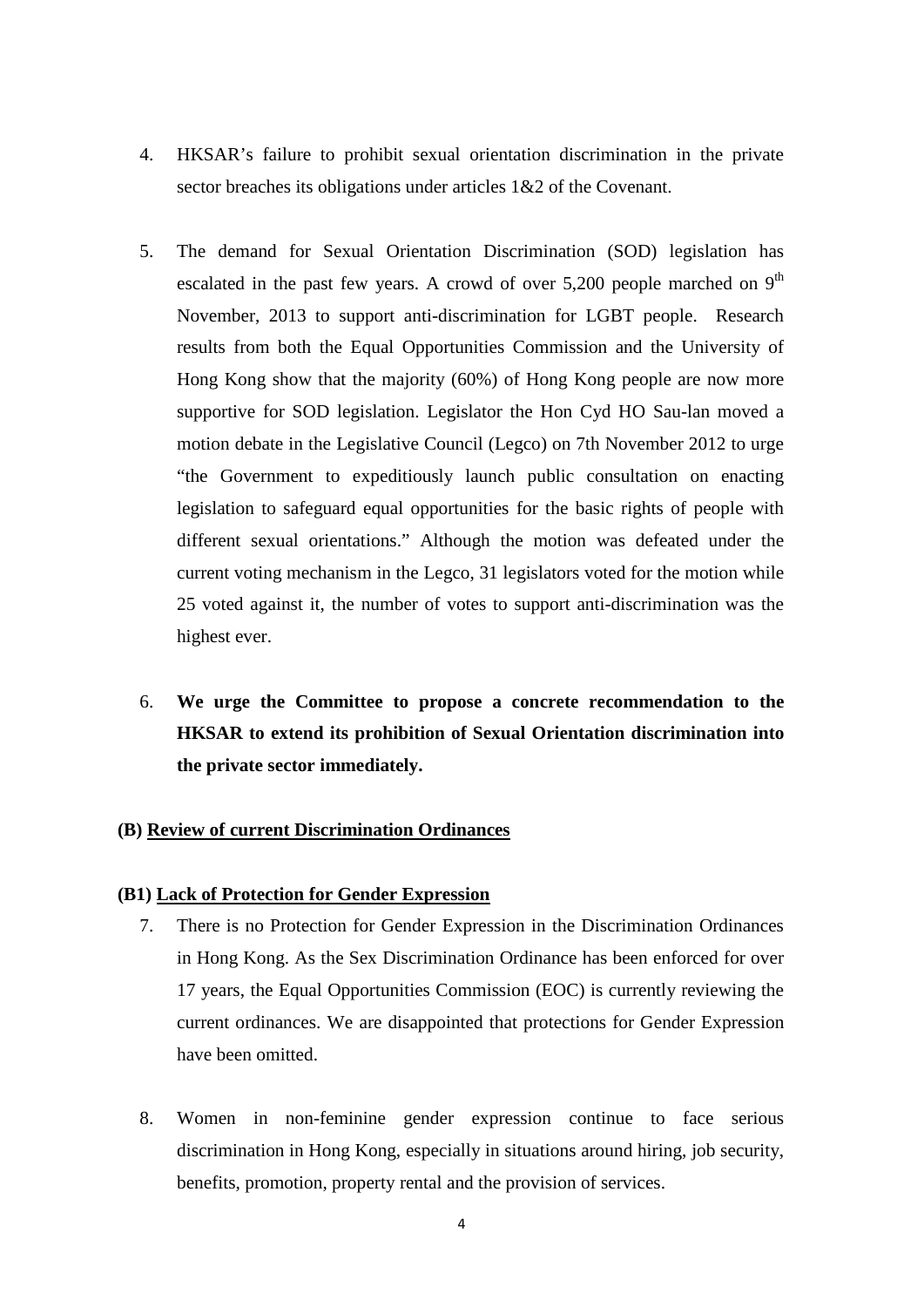4. HKSAR's failure to prohibit sexual orientation discrimination in the private sector breaches its obligations under articles 1&2 of the Covenant.

5. The demand for Sexual Orientation Discrimination (SOD) legislation has escalated in the past few years. A crowd of over 5,200 people marched on 9th November, 2013 to support anti-discrimination for LGBT people. Research results from both the Equal Opportunities Commission and the University of Hong Kong show that the majority (60%) of Hong Kong people are now more supportive for SOD legislation. Legislator the Hon Cyd HO Sau-lan moved a motion debate in the Legislative Council (Legco) on 7th November 2012 to urge "the Government to expeditiously launch public consultation on enacting legislation to safeguard equal opportunities for the basic rights of people with different sexual orientations." Although the motion was defeated under the current voting mechanism in the Legco, 31 legislators voted for the motion while 25 voted against it, the number of votes to support anti-discrimination was the highest ever.

6. **We urge the Committee to propose a concrete recommendation to the HKSAR to extend its prohibition of Sexual Orientation discrimination into the private sector immediately.**

## (B) Review of current Discrimination Ordinances

### (B1) Lack of Protection for Gender Expression

7. There is no Protection for Gender Expression in the Discrimination Ordinances in Hong Kong. As the Sex Discrimination Ordinance has been enforced for over 17 years, the Equal Opportunities Commission (EOC) is currently reviewing the current ordinances. We are disappointed that protections for Gender Expression have been omitted.

8. Women in non-feminine gender expression continue to face serious discrimination in Hong Kong, especially in situations around hiring, job security, benefits, promotion, property rental and the provision of services.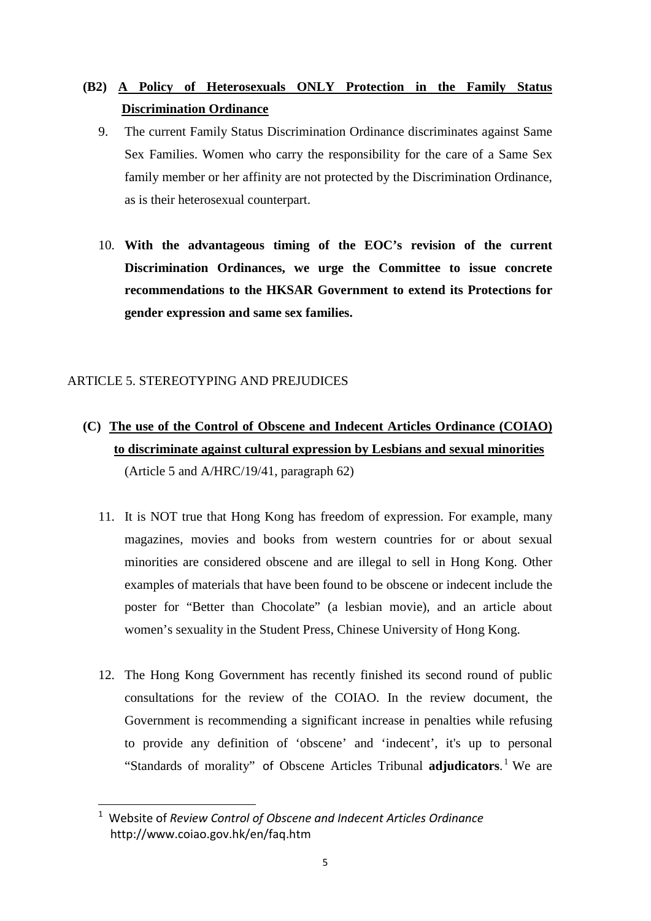## (B2) A Policy of Heterosexuals ONLY Protection in the Family Status Discrimination Ordinance

9. The current Family Status Discrimination Ordinance discriminates against Same Sex Families. Women who carry the responsibility for the care of a Same Sex family member or her affinity are not protected by the Discrimination Ordinance, as is their heterosexual counterpart.

10. **With the advantageous timing of the EOC's revision of the current Discrimination Ordinances, we urge the Committee to issue concrete recommendations to the HKSAR Government to extend its Protections for gender expression and same sex families.**

ARTICLE 5. STEREOTYPING AND PREJUDICES

## (C) The use of the Control of Obscene and Indecent Articles Ordinance (COIAO) to discriminate against cultural expression by Lesbians and sexual minorities

(Article 5 and A/HRC/19/41, paragraph 62)

11. It is NOT true that Hong Kong has freedom of expression. For example, many magazines, movies and books from western countries for or about sexual minorities are considered obscene and are illegal to sell in Hong Kong. Other examples of materials that have been found to be obscene or indecent include the poster for "Better than Chocolate" (a lesbian movie), and an article about women's sexuality in the Student Press, Chinese University of Hong Kong.

12. The Hong Kong Government has recently finished its second round of public consultations for the review of the COIAO. In the review document, the Government is recommending a significant increase in penalties while refusing to provide any definition of 'obscene' and 'indecent', it's up to personal "Standards of morality" of Obscene Articles Tribunal **adjudicators**.[1] We are

[1] Website of *Review Control of Obscene and Indecent Articles Ordinance* http://www.coiao.gov.hk/en/faq.htm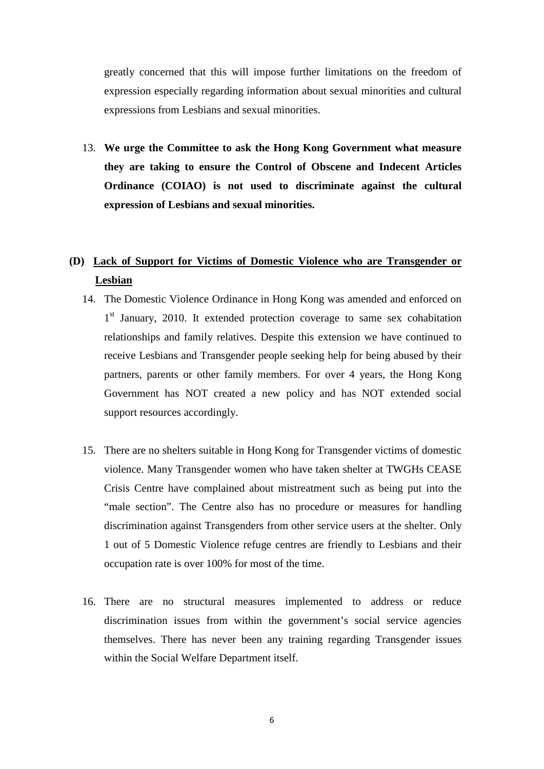greatly concerned that this will impose further limitations on the freedom of expression especially regarding information about sexual minorities and cultural expressions from Lesbians and sexual minorities.

13. **We urge the Committee to ask the Hong Kong Government what measure they are taking to ensure the Control of Obscene and Indecent Articles Ordinance (COIAO) is not used to discriminate against the cultural expression of Lesbians and sexual minorities.**

## (D) <u>Lack of Support for Victims of Domestic Violence who are Transgender or Lesbian</u>

14. The Domestic Violence Ordinance in Hong Kong was amended and enforced on 1st January, 2010. It extended protection coverage to same sex cohabitation relationships and family relatives. Despite this extension we have continued to receive Lesbians and Transgender people seeking help for being abused by their partners, parents or other family members. For over 4 years, the Hong Kong Government has NOT created a new policy and has NOT extended social support resources accordingly.

15. There are no shelters suitable in Hong Kong for Transgender victims of domestic violence. Many Transgender women who have taken shelter at TWGHs CEASE Crisis Centre have complained about mistreatment such as being put into the "male section". The Centre also has no procedure or measures for handling discrimination against Transgenders from other service users at the shelter. Only 1 out of 5 Domestic Violence refuge centres are friendly to Lesbians and their occupation rate is over 100% for most of the time.

16. There are no structural measures implemented to address or reduce discrimination issues from within the government's social service agencies themselves. There has never been any training regarding Transgender issues within the Social Welfare Department itself.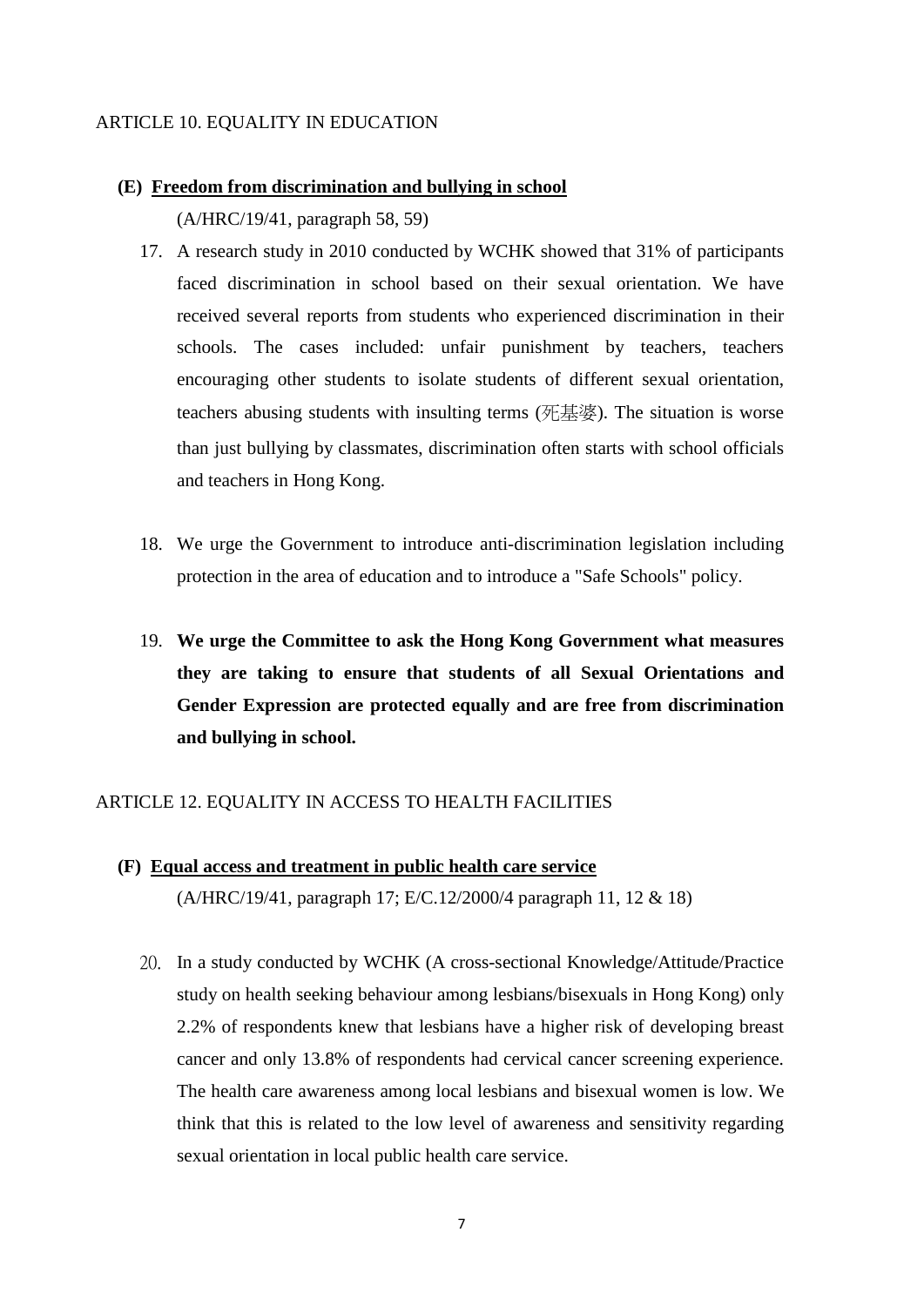ARTICLE 10. EQUALITY IN EDUCATION

**(E) Freedom from discrimination and bullying in school**

(A/HRC/19/41, paragraph 58, 59)

17. A research study in 2010 conducted by WCHK showed that 31% of participants faced discrimination in school based on their sexual orientation. We have received several reports from students who experienced discrimination in their schools. The cases included: unfair punishment by teachers, teachers encouraging other students to isolate students of different sexual orientation, teachers abusing students with insulting terms (死基婆). The situation is worse than just bullying by classmates, discrimination often starts with school officials and teachers in Hong Kong.

18. We urge the Government to introduce anti-discrimination legislation including protection in the area of education and to introduce a "Safe Schools" policy.

19. **We urge the Committee to ask the Hong Kong Government what measures they are taking to ensure that students of all Sexual Orientations and Gender Expression are protected equally and are free from discrimination and bullying in school.**

ARTICLE 12. EQUALITY IN ACCESS TO HEALTH FACILITIES

**(F) Equal access and treatment in public health care service**

(A/HRC/19/41, paragraph 17; E/C.12/2000/4 paragraph 11, 12 & 18)

20. In a study conducted by WCHK (A cross-sectional Knowledge/Attitude/Practice study on health seeking behaviour among lesbians/bisexuals in Hong Kong) only 2.2% of respondents knew that lesbians have a higher risk of developing breast cancer and only 13.8% of respondents had cervical cancer screening experience. The health care awareness among local lesbians and bisexual women is low. We think that this is related to the low level of awareness and sensitivity regarding sexual orientation in local public health care service.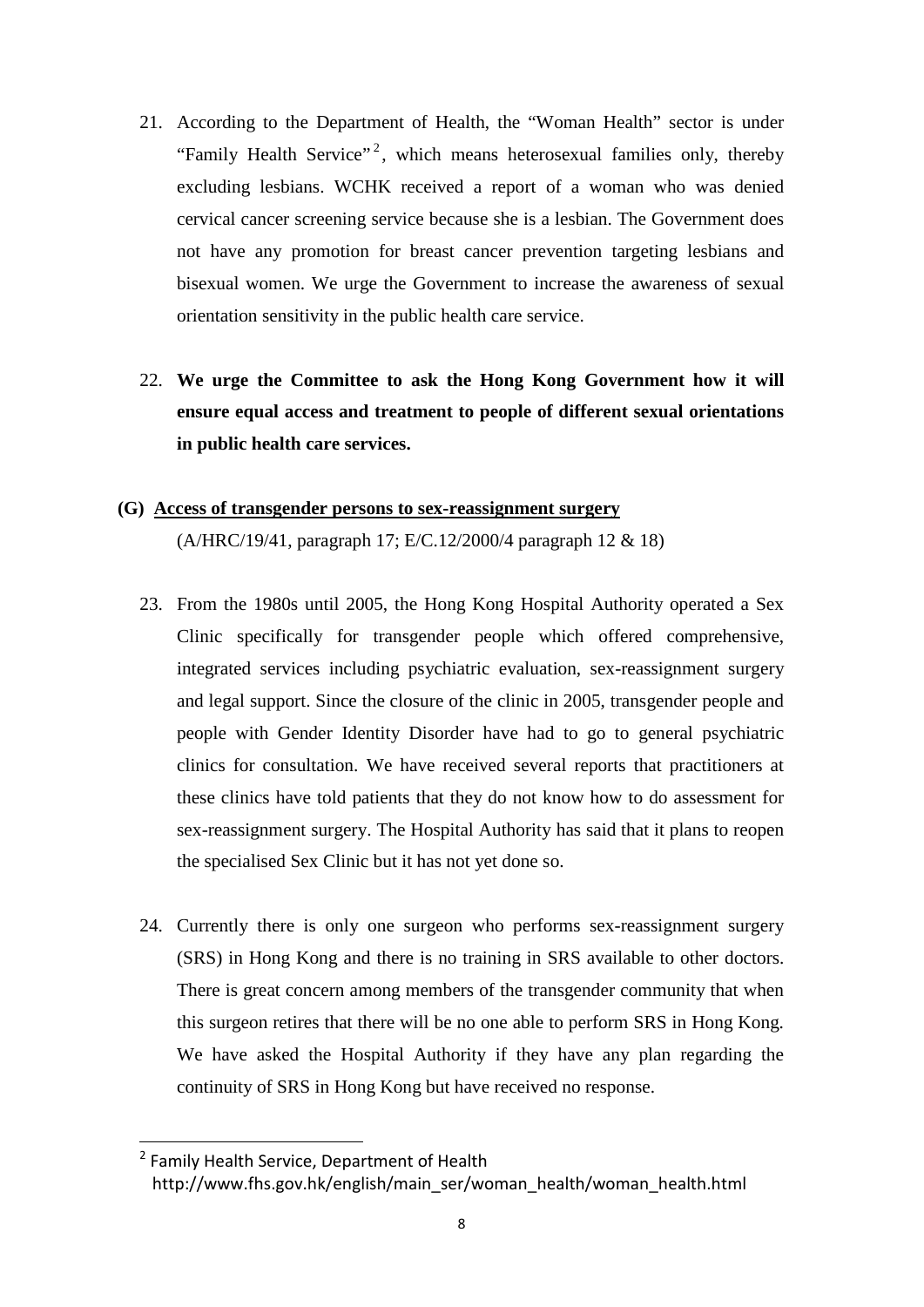21. According to the Department of Health, the "Woman Health" sector is under "Family Health Service"[2], which means heterosexual families only, thereby excluding lesbians. WCHK received a report of a woman who was denied cervical cancer screening service because she is a lesbian. The Government does not have any promotion for breast cancer prevention targeting lesbians and bisexual women. We urge the Government to increase the awareness of sexual orientation sensitivity in the public health care service.

22. **We urge the Committee to ask the Hong Kong Government how it will ensure equal access and treatment to people of different sexual orientations in public health care services.**

### (G) <u>Access of transgender persons to sex-reassignment surgery</u>

(A/HRC/19/41, paragraph 17; E/C.12/2000/4 paragraph 12 & 18)

23. From the 1980s until 2005, the Hong Kong Hospital Authority operated a Sex Clinic specifically for transgender people which offered comprehensive, integrated services including psychiatric evaluation, sex-reassignment surgery and legal support. Since the closure of the clinic in 2005, transgender people and people with Gender Identity Disorder have had to go to general psychiatric clinics for consultation. We have received several reports that practitioners at these clinics have told patients that they do not know how to do assessment for sex-reassignment surgery. The Hospital Authority has said that it plans to reopen the specialised Sex Clinic but it has not yet done so.

24. Currently there is only one surgeon who performs sex-reassignment surgery (SRS) in Hong Kong and there is no training in SRS available to other doctors. There is great concern among members of the transgender community that when this surgeon retires that there will be no one able to perform SRS in Hong Kong. We have asked the Hospital Authority if they have any plan regarding the continuity of SRS in Hong Kong but have received no response.

---

[2] Family Health Service, Department of Health http://www.fhs.gov.hk/english/main_ser/woman_health/woman_health.html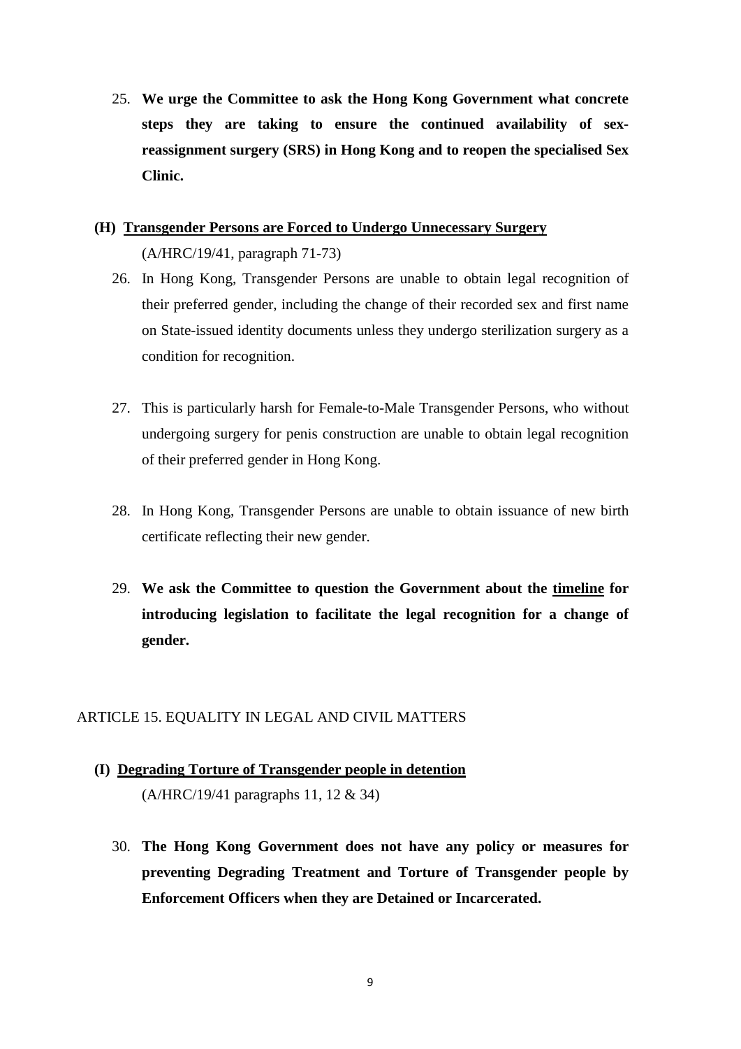25. **We urge the Committee to ask the Hong Kong Government what concrete steps they are taking to ensure the continued availability of sex-reassignment surgery (SRS) in Hong Kong and to reopen the specialised Sex Clinic.**

### (H) <u>Transgender Persons are Forced to Undergo Unnecessary Surgery</u>

(A/HRC/19/41, paragraph 71-73)

26. In Hong Kong, Transgender Persons are unable to obtain legal recognition of their preferred gender, including the change of their recorded sex and first name on State-issued identity documents unless they undergo sterilization surgery as a condition for recognition.

27. This is particularly harsh for Female-to-Male Transgender Persons, who without undergoing surgery for penis construction are unable to obtain legal recognition of their preferred gender in Hong Kong.

28. In Hong Kong, Transgender Persons are unable to obtain issuance of new birth certificate reflecting their new gender.

29. **We ask the Committee to question the Government about the <u>timeline</u> for introducing legislation to facilitate the legal recognition for a change of gender.**

## ARTICLE 15. EQUALITY IN LEGAL AND CIVIL MATTERS

### (I) <u>Degrading Torture of Transgender people in detention</u>

(A/HRC/19/41 paragraphs 11, 12 & 34)

30. **The Hong Kong Government does not have any policy or measures for preventing Degrading Treatment and Torture of Transgender people by Enforcement Officers when they are Detained or Incarcerated.**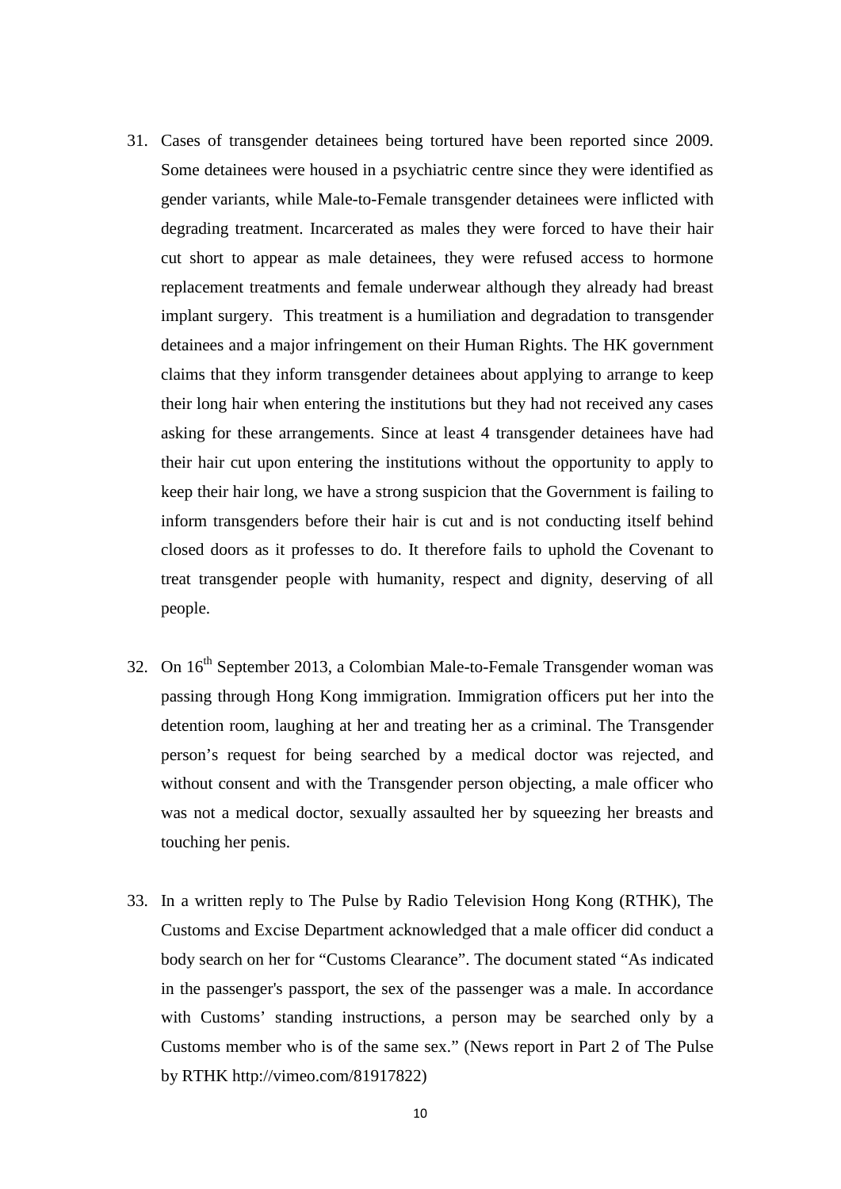31. Cases of transgender detainees being tortured have been reported since 2009. Some detainees were housed in a psychiatric centre since they were identified as gender variants, while Male-to-Female transgender detainees were inflicted with degrading treatment. Incarcerated as males they were forced to have their hair cut short to appear as male detainees, they were refused access to hormone replacement treatments and female underwear although they already had breast implant surgery. This treatment is a humiliation and degradation to transgender detainees and a major infringement on their Human Rights. The HK government claims that they inform transgender detainees about applying to arrange to keep their long hair when entering the institutions but they had not received any cases asking for these arrangements. Since at least 4 transgender detainees have had their hair cut upon entering the institutions without the opportunity to apply to keep their hair long, we have a strong suspicion that the Government is failing to inform transgenders before their hair is cut and is not conducting itself behind closed doors as it professes to do. It therefore fails to uphold the Covenant to treat transgender people with humanity, respect and dignity, deserving of all people.

32. On 16th September 2013, a Colombian Male-to-Female Transgender woman was passing through Hong Kong immigration. Immigration officers put her into the detention room, laughing at her and treating her as a criminal. The Transgender person's request for being searched by a medical doctor was rejected, and without consent and with the Transgender person objecting, a male officer who was not a medical doctor, sexually assaulted her by squeezing her breasts and touching her penis.

33. In a written reply to The Pulse by Radio Television Hong Kong (RTHK), The Customs and Excise Department acknowledged that a male officer did conduct a body search on her for "Customs Clearance". The document stated "As indicated in the passenger's passport, the sex of the passenger was a male. In accordance with Customs' standing instructions, a person may be searched only by a Customs member who is of the same sex." (News report in Part 2 of The Pulse by RTHK http://vimeo.com/81917822)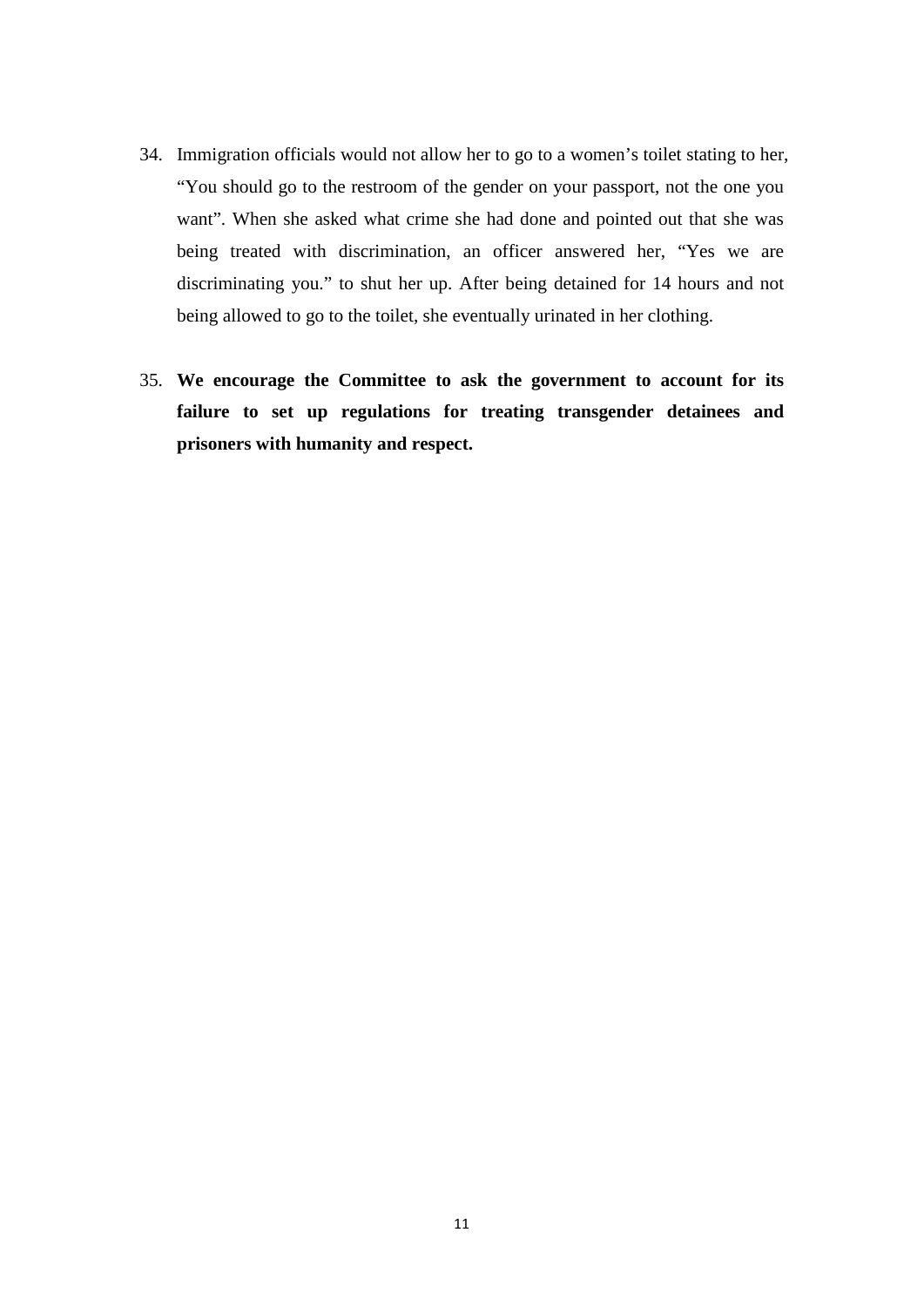34. Immigration officials would not allow her to go to a women's toilet stating to her, "You should go to the restroom of the gender on your passport, not the one you want". When she asked what crime she had done and pointed out that she was being treated with discrimination, an officer answered her, "Yes we are discriminating you." to shut her up. After being detained for 14 hours and not being allowed to go to the toilet, she eventually urinated in her clothing.

35. **We encourage the Committee to ask the government to account for its failure to set up regulations for treating transgender detainees and prisoners with humanity and respect.**